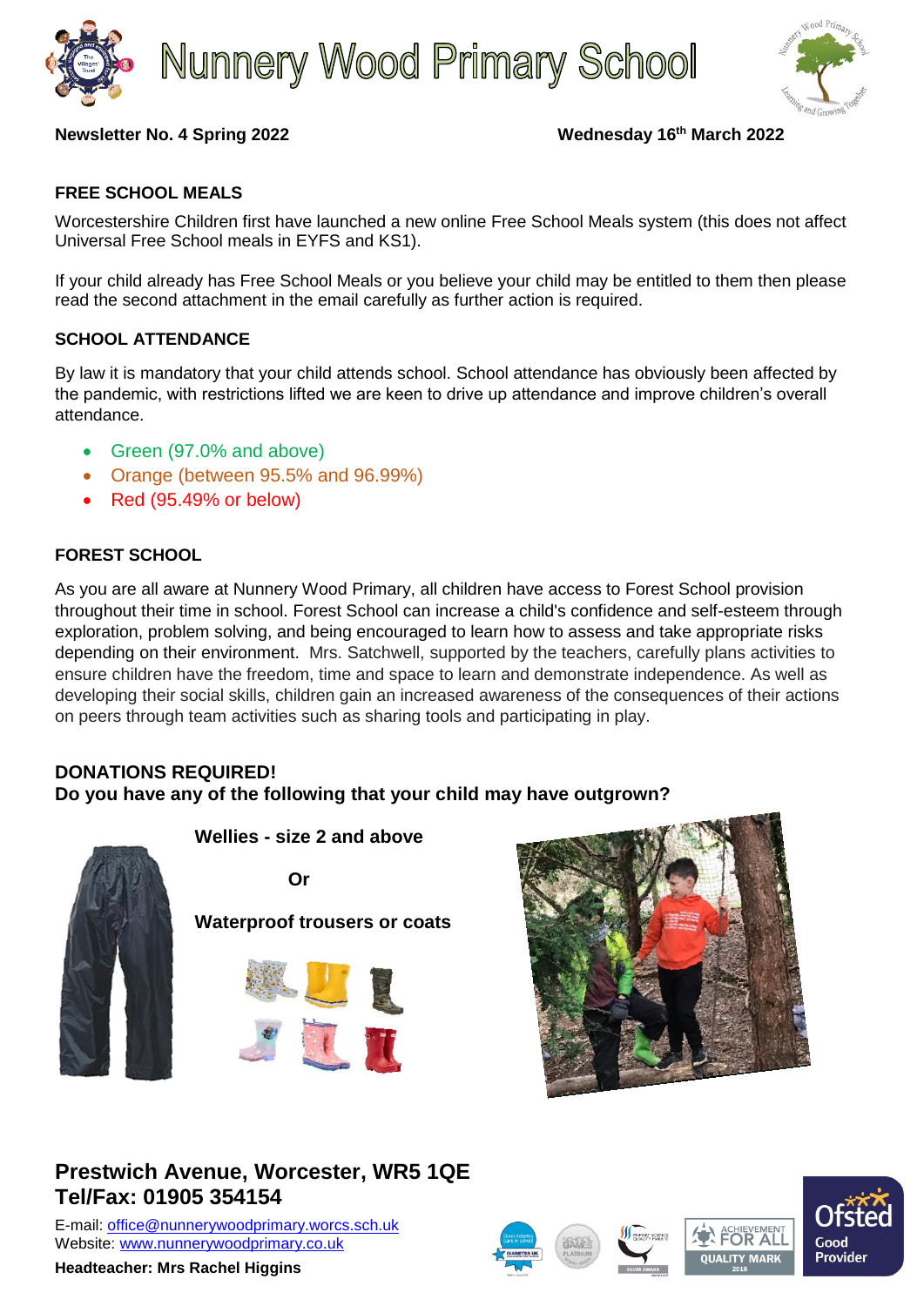# Nunnery Wood Primary School

**Newsletter No. 4 Spring 2022** **Wednesday 16th March 2022**

**FREE SCHOOL MEALS**

Worcestershire Children first have launched a new online Free School Meals system (this does not affect Universal Free School meals in EYFS and KS1).

If your child already has Free School Meals or you believe your child may be entitled to them then please read the second attachment in the email carefully as further action is required.

**SCHOOL ATTENDANCE**

By law it is mandatory that your child attends school. School attendance has obviously been affected by the pandemic, with restrictions lifted we are keen to drive up attendance and improve children's overall attendance.

- Green (97.0% and above)
- Orange (between 95.5% and 96.99%)
- Red (95.49% or below)

**FOREST SCHOOL**

As you are all aware at Nunnery Wood Primary, all children have access to Forest School provision throughout their time in school. Forest School can increase a child's confidence and self-esteem through exploration, problem solving, and being encouraged to learn how to assess and take appropriate risks depending on their environment. Mrs. Satchwell, supported by the teachers, carefully plans activities to ensure children have the freedom, time and space to learn and demonstrate independence. As well as developing their social skills, children gain an increased awareness of the consequences of their actions on peers through team activities such as sharing tools and participating in play.

**DONATIONS REQUIRED!**
**Do you have any of the following that your child may have outgrown?**

**Wellies - size 2 and above**

**Or**

**Waterproof trousers or coats**

**Prestwich Avenue, Worcester, WR5 1QE**
**Tel/Fax: 01905 354154**

E-mail: office@nunnerywoodprimary.worcs.sch.uk
Website: www.nunnerywoodprimary.co.uk

**Headteacher: Mrs Rachel Higgins**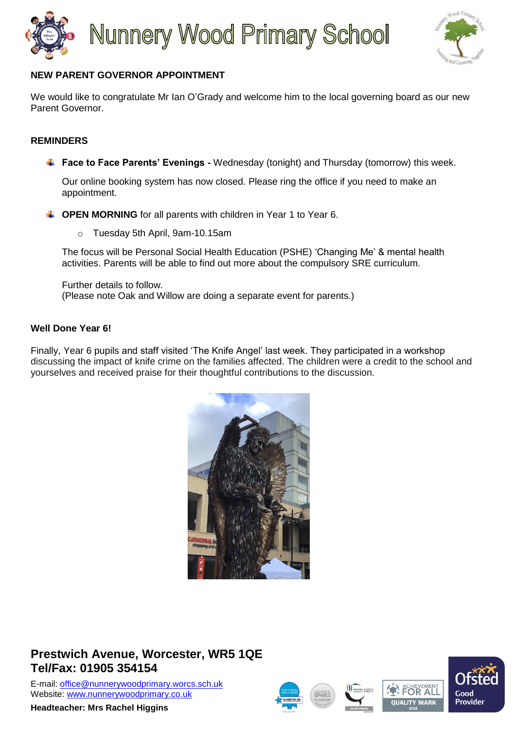**NEW PARENT GOVERNOR APPOINTMENT**

We would like to congratulate Mr Ian O'Grady and welcome him to the local governing board as our new Parent Governor.

**REMINDERS**

- **Face to Face Parents' Evenings -** Wednesday (tonight) and Thursday (tomorrow) this week.

  Our online booking system has now closed. Please ring the office if you need to make an appointment.

- **OPEN MORNING** for all parents with children in Year 1 to Year 6.
  - Tuesday 5th April, 9am-10.15am

  The focus will be Personal Social Health Education (PSHE) 'Changing Me' & mental health activities. Parents will be able to find out more about the compulsory SRE curriculum.

  Further details to follow.
  (Please note Oak and Willow are doing a separate event for parents.)

**Well Done Year 6!**

Finally, Year 6 pupils and staff visited 'The Knife Angel' last week. They participated in a workshop discussing the impact of knife crime on the families affected. The children were a credit to the school and yourselves and received praise for their thoughtful contributions to the discussion.

**Prestwich Avenue, Worcester, WR5 1QE**
**Tel/Fax: 01905 354154**

E-mail: office@nunnerywoodprimary.worcs.sch.uk
Website: www.nunnerywoodprimary.co.uk

**Headteacher: Mrs Rachel Higgins**